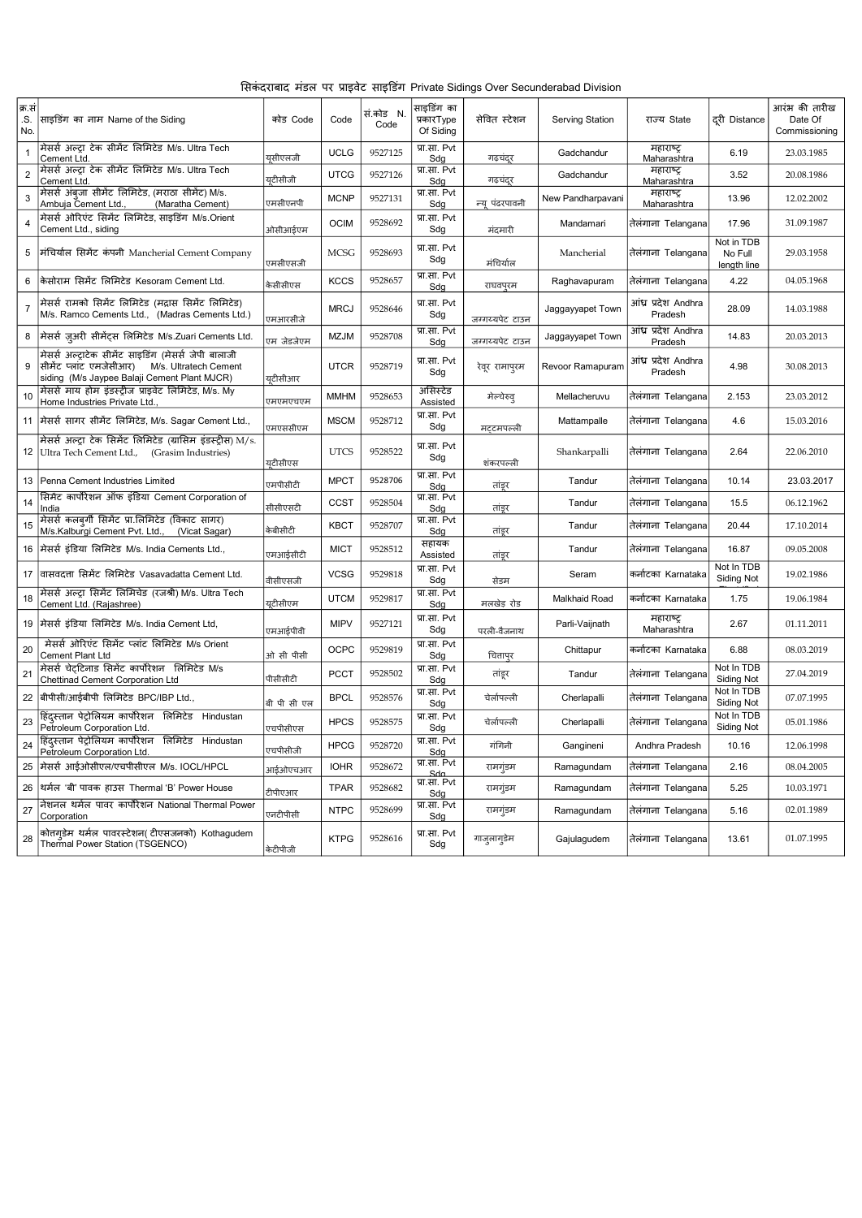# सिकंदराबाद मंडल पर प्राइवेट साइडिंग Private Sidings Over Secunderabad Division

| क्र.सं .S. No. | साइडिंग का नाम Name of the Siding | कोड Code | Code | सं.कोड N. Code | साइडिंग का प्रकारType Of Siding | सेवित स्टेशन | Serving Station | राज्य State | दूरी Distance | आरंभ की तारीख Date Of Commissioning |
|---|---|---|---|---|---|---|---|---|---|---|
| 1 | मेसर्स अल्ट्रा टेक सीमेंट लिमिटेड M/s. Ultra Tech Cement Ltd. | यूसीएलजी | UCLG | 9527125 | प्रा.सा. Pvt Sdg | गढचंदूर | Gadchandur | महाराष्ट्र Maharashtra | 6.19 | 23.03.1985 |
| 2 | मेसर्स अल्ट्रा टेक सीमेंट लिमिटेड M/s. Ultra Tech Cement Ltd. | यूटीसीजी | UTCG | 9527126 | प्रा.सा. Pvt Sdg | गढचंदूर | Gadchandur | महाराष्ट्र Maharashtra | 3.52 | 20.08.1986 |
| 3 | मेसर्स अंबुजा सीमेंट लिमिटेड, (मराठा सीमेंट) M/s. Ambuja Cement Ltd., (Maratha Cement) | एमसीएनपी | MCNP | 9527131 | प्रा.सा. Pvt Sdg | न्यू पंढरपावनी | New Pandharpavani | महाराष्ट्र Maharashtra | 13.96 | 12.02.2002 |
| 4 | मेसर्स ओरिएंट सिमेंट लिमिटेड, साइडिंग M/s.Orient Cement Ltd., siding | ओसीआईएम | OCIM | 9528692 | प्रा.सा. Pvt Sdg | मंदमारी | Mandamari | तेलंगाना Telangana | 17.96 | 31.09.1987 |
| 5 | मंचिर्याल सिमेंट कंपनी Mancherial Cement Company | एमसीएसजी | MCSG | 9528693 | प्रा.सा. Pvt Sdg | मंचिर्याल | Mancherial | तेलंगाना Telangana | Not in TDB No Full length line | 29.03.1958 |
| 6 | केसोराम सिमेंट लिमिटेड Kesoram Cement Ltd. | केसीसीएस | KCCS | 9528657 | प्रा.सा. Pvt Sdg | राघवपुरम | Raghavapuram | तेलंगाना Telangana | 4.22 | 04.05.1968 |
| 7 | मेसर्स रामको सिमेंट लिमिटेड (मद्रास सिमेंट लिमिटेड) M/s. Ramco Cements Ltd., (Madras Cements Ltd.) | एमआरसीजे | MRCJ | 9528646 | प्रा.सा. Pvt Sdg | जग्गय्यपेट टाउन | Jaggayyapet Town | आंध्र प्रदेश Andhra Pradesh | 28.09 | 14.03.1988 |
| 8 | मेसर्स जुआरी सीमेंट्स लिमिटेड M/s.Zuari Cements Ltd. | एम जेडजेएम | MZJM | 9528708 | प्रा.सा. Pvt Sdg | जग्गय्यपेट टाउन | Jaggayyapet Town | आंध्र प्रदेश Andhra Pradesh | 14.83 | 20.03.2013 |
| 9 | मेसर्स अल्ट्राटेक सीमेंट साइडिंग (मेसर्स जेपी बालाजी सीमेंट प्लांट एमजेसीआर) M/s. Ultratech Cement siding (M/s Jaypee Balaji Cement Plant MJCR) | यूटीसीआर | UTCR | 9528719 | प्रा.सा. Pvt Sdg | रेवूर रामापुरम | Revoor Ramapuram | आंध्र प्रदेश Andhra Pradesh | 4.98 | 30.08.2013 |
| 10 | मेसर्स माय होम इंडस्ट्रीज प्राइवेट लिमिटेड, M/s. My Home Industries Private Ltd., | एमएमएचएम | MMHM | 9528653 | असिस्टेड Assisted | मेल्चेरुवु | Mellacheruvu | तेलंगाना Telangana | 2.153 | 23.03.2012 |
| 11 | मेसर्स सागर सीमेंट लिमिटेड, M/s. Sagar Cement Ltd., | एमएससीएम | MSCM | 9528712 | प्रा.सा. Pvt Sdg | मट्टमपल्ली | Mattampalle | तेलंगाना Telangana | 4.6 | 15.03.2016 |
| 12 | मेसर्स अल्ट्रा टेक सिमेंट लिमिटेड (ग्रासिम इंडस्ट्रीस) M/s. Ultra Tech Cement Ltd., (Grasim Industries) | यूटीसीएस | UTCS | 9528522 | प्रा.सा. Pvt Sdg | शंकरपल्ली | Shankarpalli | तेलंगाना Telangana | 2.64 | 22.06.2010 |
| 13 | Penna Cement Industries Limited | एमपीसीटी | MPCT | 9528706 | प्रा.सा. Pvt Sdg | तांडूर | Tandur | तेलंगाना Telangana | 10.14 | 23.03.2017 |
| 14 | सिमेंट कार्पोरेशन ऑफ इंडिया Cement Corporation of India | सीसीएसटी | CCST | 9528504 | प्रा.सा. Pvt Sdg | तांडूर | Tandur | तेलंगाना Telangana | 15.5 | 06.12.1962 |
| 15 | मेसर्स कलबुर्गी सिमेंट प्रा.लिमिटेड (विकाट सागर) M/s.Kalburgi Cement Pvt. Ltd., (Vicat Sagar) | केबीसीटी | KBCT | 9528707 | प्रा.सा. Pvt Sdg | तांडूर | Tandur | तेलंगाना Telangana | 20.44 | 17.10.2014 |
| 16 | मेसर्स इंडिया लिमिटेड M/s. India Cements Ltd., | एमआईसीटी | MICT | 9528512 | सहायक Assisted | तांडूर | Tandur | तेलंगाना Telangana | 16.87 | 09.05.2008 |
| 17 | वासवदत्ता सिमेंट लिमिटेड Vasavadatta Cement Ltd. | वीसीएसजी | VCSG | 9529818 | प्रा.सा. Pvt Sdg | सेडम | Seram | कर्नाटका Karnataka | Not In TDB Siding Not | 19.02.1986 |
| 18 | मेसर्स अल्ट्रा सिमेंट लिमिचेड (रजश्री) M/s. Ultra Tech Cement Ltd. (Rajashree) | यूटीसीएम | UTCM | 9529817 | प्रा.सा. Pvt Sdg | मलखेड़ रोड | Malkhaid Road | कर्नाटका Karnataka | 1.75 | 19.06.1984 |
| 19 | मेसर्स इंडिया लिमिटेड M/s. India Cement Ltd, | एमआईपीवी | MIPV | 9527121 | प्रा.सा. Pvt Sdg | परली-वैजनाथ | Parli-Vaijnath | महाराष्ट्र Maharashtra | 2.67 | 01.11.2011 |
| 20 | मेसर्स ओरिएंट सिमेंट प्लांट लिमिटेड M/s Orient Cement Plant Ltd | ओ सी पीसी | OCPC | 9529819 | प्रा.सा. Pvt Sdg | चितापुर | Chittapur | कर्नाटका Karnataka | 6.88 | 08.03.2019 |
| 21 | मेसर्स चेट्टिनाड सिमेंट कार्पोरेशन लिमिटेड M/s Chettinad Cement Corporation Ltd | पीसीसीटी | PCCT | 9528502 | प्रा.सा. Pvt Sdg | तांडूर | Tandur | तेलंगाना Telangana | Not In TDB Siding Not | 27.04.2019 |
| 22 | बीपीसी/आईबीपी लिमिटेड BPC/IBP Ltd., | बी पी सी एल | BPCL | 9528576 | प्रा.सा. Pvt Sdg | चेर्लापल्ली | Cherlapalli | तेलंगाना Telangana | Not In TDB Siding Not | 07.07.1995 |
| 23 | हिंदुस्तान पेट्रोलियम कार्पोरेशन लिमिटेड Hindustan Petroleum Corporation Ltd. | एचपीसीएस | HPCS | 9528575 | प्रा.सा. Pvt Sdg | चेर्लापल्ली | Cherlapalli | तेलंगाना Telangana | Not In TDB Siding Not | 05.01.1986 |
| 24 | हिंदुस्तान पेट्रोलियम कार्पोरेशन लिमिटेड Hindustan Petroleum Corporation Ltd. | एचपीसीजी | HPCG | 9528720 | प्रा.सा. Pvt Sdg | गंगिनी | Gangineni | Andhra Pradesh | 10.16 | 12.06.1998 |
| 25 | मेसर्स आईओसीएल/एचपीसीएल M/s. IOCL/HPCL | आईओएचआर | IOHR | 9528672 | प्रा.सा. Pvt Sdg | रामगुंडम | Ramagundam | तेलंगाना Telangana | 2.16 | 08.04.2005 |
| 26 | थर्मल 'बी' पावक हाउस Thermal 'B' Power House | टीपीआर | TPAR | 9528682 | प्रा.सा. Pvt Sdg | रामगुंडम | Ramagundam | तेलंगाना Telangana | 5.25 | 10.03.1971 |
| 27 | नेशनल थर्मल पावर कार्पोरेशन National Thermal Power Corporation | एनटीपीसी | NTPC | 9528699 | प्रा.सा. Pvt Sdg | रामगुंडम | Ramagundam | तेलंगाना Telangana | 5.16 | 02.01.1989 |
| 28 | कोत्तगुडेम थर्मल पावरस्टेशन( टीएसजनको) Kothagudem Thermal Power Station (TSGENCO) | केटीपीजी | KTPG | 9528616 | प्रा.सा. Pvt Sdg | गाजुलागुडेम | Gajulagudem | तेलंगाना Telangana | 13.61 | 01.07.1995 |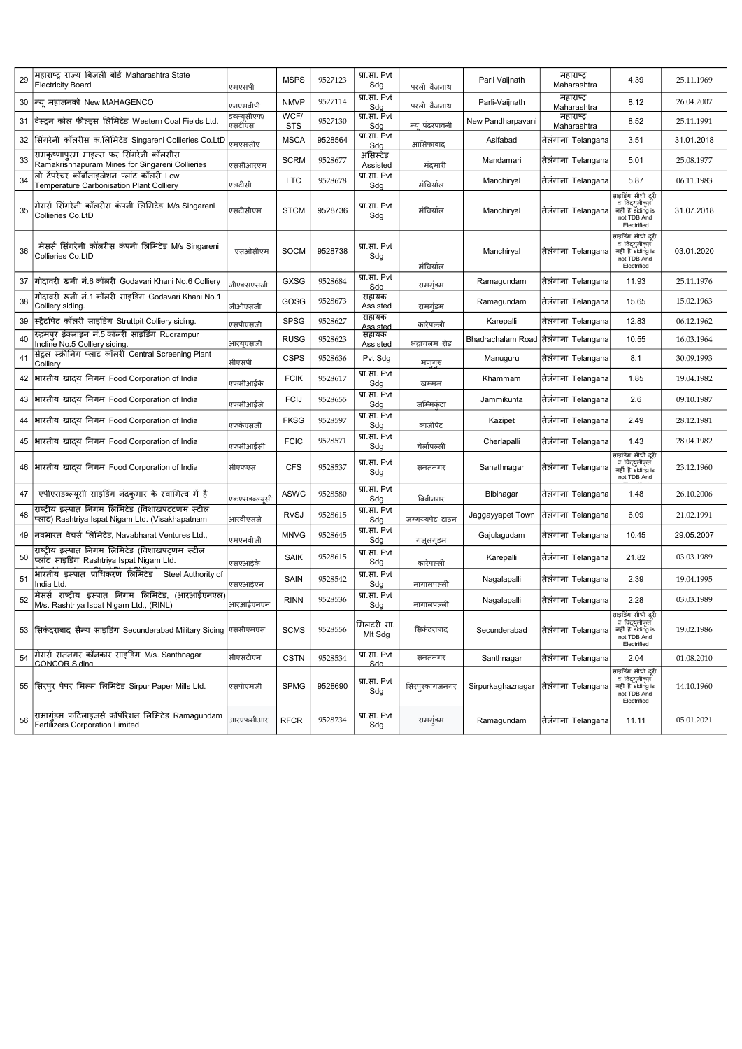| | | | | | | | | | | |
|---|---|---|---|---|---|---|---|---|---|---|
| 29 | महाराष्ट्र राज्य बिजली बोर्ड Maharashtra State Electricity Board | एमएसपी | MSPS | 9527123 | प्रा.सा. Pvt Sdg | परली वैजनाथ | Parli Vaijnath | महाराष्ट्र Maharashtra | 4.39 | 25.11.1969 |
| 30 | न्यू महाजनको New MAHAGENCO | एनएमवीपी | NMVP | 9527114 | प्रा.सा. Pvt Sdg | परली वैजनाथ | Parli-Vaijnath | महाराष्ट्र Maharashtra | 8.12 | 26.04.2007 |
| 31 | वेस्टर्न कोल फील्ड्स लिमिटेड Western Coal Fields Ltd. | डब्ल्यूसीएफ/ एसटीएस | WCF/ STS | 9527130 | प्रा.सा. Pvt Sdg | न्यू पंढरपावनी | New Pandharpavani | महाराष्ट्र Maharashtra | 8.52 | 25.11.1991 |
| 32 | सिंगरेनी कॉलरीस कं.लिमिटेड Singareni Collieries Co.LtD | एमएससीए | MSCA | 9528564 | प्रा.सा. Pvt Sdg | आसिफाबाद | Asifabad | तेलंगाना Telangana | 3.51 | 31.01.2018 |
| 33 | रामकृष्णापुरम माइन्स फर सिंगरेनी कॉलसीस Ramakrishnapuram Mines for Singareni Collieries | एससीआरएम | SCRM | 9528677 | असिस्टेड Assisted | मंदमारी | Mandamari | तेलंगाना Telangana | 5.01 | 25.08.1977 |
| 34 | लो टेंपरेचर कॉर्बोनाइजेशन प्लांट कॉलरी Low Temperature Carbonisation Plant Colliery | एलटीसी | LTC | 9528678 | प्रा.सा. Pvt Sdg | मंचिर्याल | Manchiryal | तेलंगाना Telangana | 5.87 | 06.11.1983 |
| 35 | मेसर्स सिंगरेनी कॉलरीस कंपनी लिमिटेड M/s Singareni Collieries Co.LtD | एसटीसीएम | STCM | 9528736 | प्रा.सा. Pvt Sdg | मंचिर्याल | Manchiryal | तेलंगाना Telangana | साइडिंग सीधी दूरी व विद्युतीकृत नहीं है siding is not TDB And Electrified | 31.07.2018 |
| 36 | मेसर्स सिंगरेनी कॉलरीस कंपनी लिमिटेड M/s Singareni Collieries Co.LtD | एसओसीएम | SOCM | 9528738 | प्रा.सा. Pvt Sdg | मंचिर्याल | Manchiryal | तेलंगाना Telangana | साइडिंग सीधी दूरी व विद्युतीकृत नहीं है siding is not TDB And Electrified | 03.01.2020 |
| 37 | गोदावरी खनी नं.6 कॉलरी Godavari Khani No.6 Colliery | जीएक्सएसजी | GXSG | 9528684 | प्रा.सा. Pvt Sdg | रामगुंडम | Ramagundam | तेलंगाना Telangana | 11.93 | 25.11.1976 |
| 38 | गोदावरी खनी नं.1 कॉलरी साइडिंग Godavari Khani No.1 Colliery siding. | जीओएसजी | GOSG | 9528673 | सहायक Assisted | रामगुंडम | Ramagundam | तेलंगाना Telangana | 15.65 | 15.02.1963 |
| 39 | स्ट्रैटपिट कॉलरी साइडिंग Strutpit Colliery siding. | एसपीएसजी | SPSG | 9528627 | सहायक Assisted | कारेपल्ली | Karepalli | तेलंगाना Telangana | 12.83 | 06.12.1962 |
| 40 | रुद्रमपुर इंक्लाइन नं.5 कॉलरी साइडिंग Rudrampur Incline No.5 Colliery siding. | आरयूएसजी | RUSG | 9528623 | सहायक Assisted | भद्राचलम रोड | Bhadrachalam Road | तेलंगाना Telangana | 10.55 | 16.03.1964 |
| 41 | सेंट्रल स्क्रीनिंग प्लांट कॉलरी Central Screening Plant Colliery | सीएसपी | CSPS | 9528636 | Pvt Sdg | मणुगुरु | Manuguru | तेलंगाना Telangana | 8.1 | 30.09.1993 |
| 42 | भारतीय खाद्य निगम Food Corporation of India | एफसीआईके | FCIK | 9528617 | प्रा.सा. Pvt Sdg | खम्मम | Khammam | तेलंगाना Telangana | 1.85 | 19.04.1982 |
| 43 | भारतीय खाद्य निगम Food Corporation of India | एफसीआईजे | FCIJ | 9528655 | प्रा.सा. Pvt Sdg | जम्मिकुंटा | Jammikunta | तेलंगाना Telangana | 2.6 | 09.10.1987 |
| 44 | भारतीय खाद्य निगम Food Corporation of India | एफकेएसजी | FKSG | 9528597 | प्रा.सा. Pvt Sdg | काजीपेट | Kazipet | तेलंगाना Telangana | 2.49 | 28.12.1981 |
| 45 | भारतीय खाद्य निगम Food Corporation of India | एफसीआईसी | FCIC | 9528571 | प्रा.सा. Pvt Sdg | चेर्लापल्ली | Cherlapalli | तेलंगाना Telangana | 1.43 | 28.04.1982 |
| 46 | भारतीय खाद्य निगम Food Corporation of India | सीएफएस | CFS | 9528537 | प्रा.सा. Pvt Sdg | सनतनगर | Sanathnagar | तेलंगाना Telangana | साइडिंग सीधी दूरी व विद्युतीकृत नहीं है siding is not TDB And | 23.12.1960 |
| 47 | एपीएसडब्ल्यूसी साइडिंग नंदकुमार के स्वामित्व में है | एकएसडब्ल्यूसी | ASWC | 9528580 | प्रा.सा. Pvt Sdg | बिबीनगर | Bibinagar | तेलंगाना Telangana | 1.48 | 26.10.2006 |
| 48 | राष्ट्रीय इस्पात निगम लिमिटेड (विशाखपट्टणम स्टील प्लांट) Rashtriya Ispat Nigam Ltd. (Visakhapatnam | आरवीएसजे | RVSJ | 9528615 | प्रा.सा. Pvt Sdg | जग्गय्यपेट टाउन | Jaggayyapet Town | तेलंगाना Telangana | 6.09 | 21.02.1991 |
| 49 | नवभारत वेंचर्स लिमिटेड, Navabharat Ventures Ltd., | एमएनवीजी | MNVG | 9528645 | प्रा.सा. Pvt Sdg | गजुलगुडम | Gajulagudam | तेलंगाना Telangana | 10.45 | 29.05.2007 |
| 50 | राष्ट्रीय इस्पात निगम लिमिटेड (विशाखपट्टणम स्टील प्लांट साइडिंग Rashtriya Ispat Nigam Ltd. | एसएआईके | SAIK | 9528615 | प्रा.सा. Pvt Sdg | कारेपल्ली | Karepalli | तेलंगाना Telangana | 21.82 | 03.03.1989 |
| 51 | भारतीय इस्पात प्राधिकरण लिमिटेड Steel Authority of India Ltd. | एसएआईएन | SAIN | 9528542 | प्रा.सा. Pvt Sdg | नागालपल्ली | Nagalapalli | तेलंगाना Telangana | 2.39 | 19.04.1995 |
| 52 | मेसर्स राष्ट्रीय इस्पात निगम लिमिटेड, (आरआईएनएल) M/s. Rashtriya Ispat Nigam Ltd., (RINL) | आरआईएनएन | RINN | 9528536 | प्रा.सा. Pvt Sdg | नागालपल्ली | Nagalapalli | तेलंगाना Telangana | 2.28 | 03.03.1989 |
| 53 | सिकंदराबाद सैन्य साइडिंग Secunderabad Military Siding | एससीएमएस | SCMS | 9528556 | मिलटरी सा. Mlt Sdg | सिकंदराबाद | Secunderabad | तेलंगाना Telangana | साइडिंग सीधी दूरी व विद्युतीकृत नहीं है siding is not TDB And Electrified | 19.02.1986 |
| 54 | मेसर्स सतनगर कॉनकार साइडिंग M/s. Santhnagar CONCOR Siding | सीएसटीएन | CSTN | 9528534 | प्रा.सा. Pvt Sdg | सनतनगर | Santhnagar | तेलंगाना Telangana | 2.04 | 01.08.2010 |
| 55 | सिरपुर पेपर मिल्स लिमिटेड Sirpur Paper Mills Ltd. | एसपीएमजी | SPMG | 9528690 | प्रा.सा. Pvt Sdg | सिरपुरकागजनगर | Sirpurkaghaznagar | तेलंगाना Telangana | साइडिंग सीधी दूरी व विद्युतीकृत नहीं है siding is not TDB And Electrified | 14.10.1960 |
| 56 | रामागुंडम फर्टिलाइजर्स कॉर्पोरेशन लिमिटेड Ramagundam Fertilizers Corporation Limited | आरएफसीआर | RFCR | 9528734 | प्रा.सा. Pvt Sdg | रामगुंडम | Ramagundam | तेलंगाना Telangana | 11.11 | 05.01.2021 |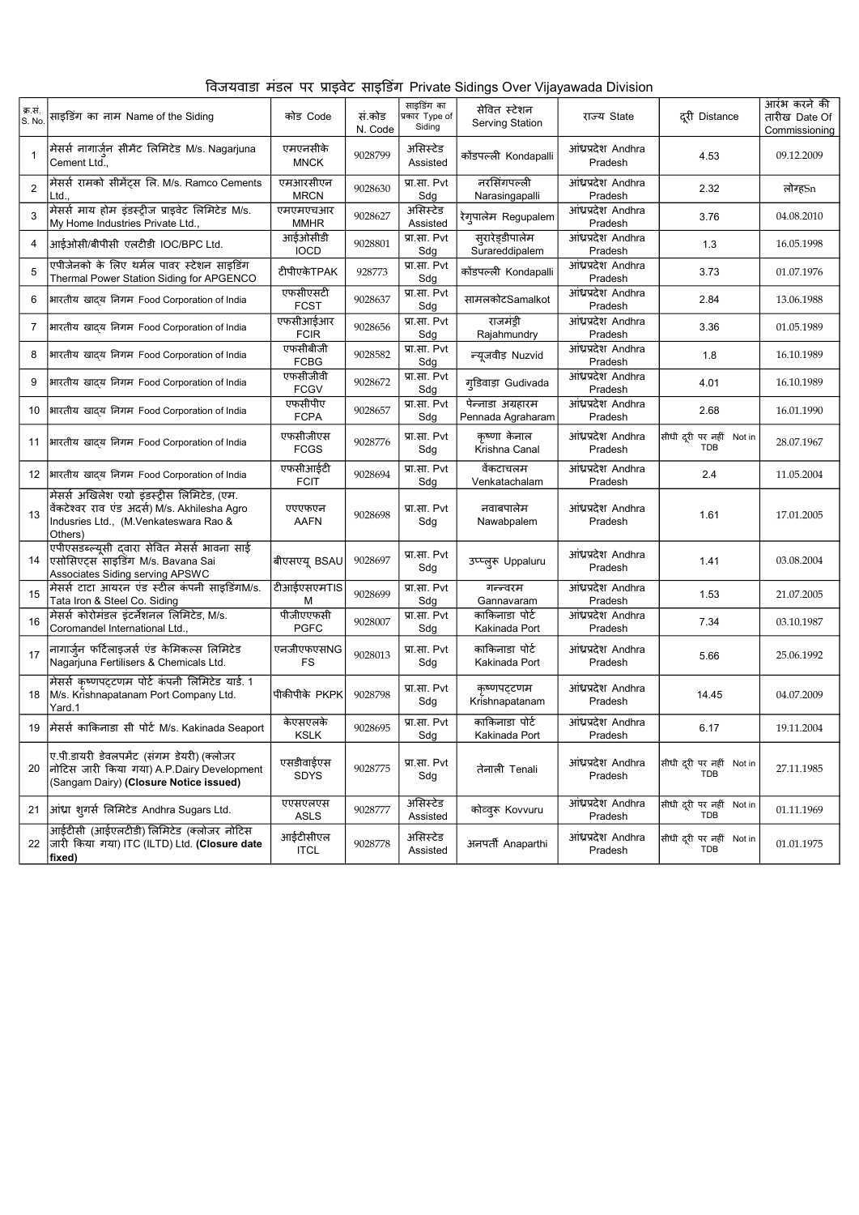# विजयवाडा मंडल पर प्राइवेट साइडिंग Private Sidings Over Vijayawada Division

| क्र.सं. S. No. | साइडिंग का नाम Name of the Siding | कोड Code | सं.कोड N. Code | साइडिंग का प्रकार Type of Siding | सेवित स्टेशन Serving Station | राज्य State | दूरी Distance | आरंभ करने की तारीख Date Of Commissioning |
|---|---|---|---|---|---|---|---|---|
| 1 | मेसर्स नागार्जुन सीमेंट लिमिटेड M/s. Nagarjuna Cement Ltd., | एमएनसीके MNCK | 9028799 | असिस्टेड Assisted | कोंडपल्ली Kondapalli | आंध्रप्रदेश Andhra Pradesh | 4.53 | 09.12.2009 |
| 2 | मेसर्स रामको सीमेंट्स लि. M/s. Ramco Cements Ltd., | एमआरसीएन MRCN | 9028630 | प्रा.सा. Pvt Sdg | नरसिंगपल्ली Narasingapalli | आंध्रप्रदेश Andhra Pradesh | 2.32 | लोग्हSn |
| 3 | मेसर्स माय होम इंडस्ट्रीज प्राइवेट लिमिटेड M/s. My Home Industries Private Ltd., | एमएमएचआर MMHR | 9028627 | असिस्टेड Assisted | रेगुपालेम Regupalem | आंध्रप्रदेश Andhra Pradesh | 3.76 | 04.08.2010 |
| 4 | आईओसी/बीपीसी एलटीडी IOC/BPC Ltd. | आईओसीडी IOCD | 9028801 | प्रा.सा. Pvt Sdg | सुरारेड्डीपालेम Surareddipalem | आंध्रप्रदेश Andhra Pradesh | 1.3 | 16.05.1998 |
| 5 | एपीजेनको के लिए थर्मल पावर स्टेशन साइडिंग Thermal Power Station Siding for APGENCO | टीपीएकेTPAK | 928773 | प्रा.सा. Pvt Sdg | कोंडपल्ली Kondapalli | आंध्रप्रदेश Andhra Pradesh | 3.73 | 01.07.1976 |
| 6 | भारतीय खाद्य निगम Food Corporation of India | एफसीएसटी FCST | 9028637 | प्रा.सा. Pvt Sdg | सामलकोटSamalkot | आंध्रप्रदेश Andhra Pradesh | 2.84 | 13.06.1988 |
| 7 | भारतीय खाद्य निगम Food Corporation of India | एफसीआईआर FCIR | 9028656 | प्रा.सा. Pvt Sdg | राजमंड्री Rajahmundry | आंध्रप्रदेश Andhra Pradesh | 3.36 | 01.05.1989 |
| 8 | भारतीय खाद्य निगम Food Corporation of India | एफसीबीजी FCBG | 9028582 | प्रा.सा. Pvt Sdg | न्यूजवीड़ Nuzvid | आंध्रप्रदेश Andhra Pradesh | 1.8 | 16.10.1989 |
| 9 | भारतीय खाद्य निगम Food Corporation of India | एफसीजीवी FCGV | 9028672 | प्रा.सा. Pvt Sdg | गुडिवाड़ा Gudivada | आंध्रप्रदेश Andhra Pradesh | 4.01 | 16.10.1989 |
| 10 | भारतीय खाद्य निगम Food Corporation of India | एफसीपीए FCPA | 9028657 | प्रा.सा. Pvt Sdg | पेन्नाडा अग्रहारम Pennada Agraharam | आंध्रप्रदेश Andhra Pradesh | 2.68 | 16.01.1990 |
| 11 | भारतीय खाद्य निगम Food Corporation of India | एफसीजीएस FCGS | 9028776 | प्रा.सा. Pvt Sdg | कृष्णा केनाल Krishna Canal | आंध्रप्रदेश Andhra Pradesh | सीधी दूरी पर नहीं Not in TDB | 28.07.1967 |
| 12 | भारतीय खाद्य निगम Food Corporation of India | एफसीआईटी FCIT | 9028694 | प्रा.सा. Pvt Sdg | वेंकटाचलम Venkatachalam | आंध्रप्रदेश Andhra Pradesh | 2.4 | 11.05.2004 |
| 13 | मेसर्स अखिलेश एग्रो इंडस्ट्रीस लिमिटेड, (एम. वेंकटेश्वर राव एंड अदर्स) M/s. Akhilesha Agro Indusries Ltd., (M.Venkateswara Rao & Others) | एएएफएन AAFN | 9028698 | प्रा.सा. Pvt Sdg | नवाबपालेम Nawabpalem | आंध्रप्रदेश Andhra Pradesh | 1.61 | 17.01.2005 |
| 14 | एपीएसडब्ल्यूसी द्वारा सेवित मेसर्स भावना साई एसोसिएट्स साइडिंग M/s. Bavana Sai Associates Siding serving APSWC | बीएसएयू BSAU | 9028697 | प्रा.सा. Pvt Sdg | उप्पलुरु Uppaluru | आंध्रप्रदेश Andhra Pradesh | 1.41 | 03.08.2004 |
| 15 | मेसर्स टाटा आयरन एंड स्टील कंपनी साइडिंगM/s. Tata Iron & Steel Co. Siding | टीआईएसएमTISM | 9028699 | प्रा.सा. Pvt Sdg | गन्नवरम Gannavaram | आंध्रप्रदेश Andhra Pradesh | 1.53 | 21.07.2005 |
| 16 | मेसर्स कोरोमंडल इंटर्नेशनल लिमिटेड, M/s. Coromandel International Ltd., | पीजीएफसी PGFC | 9028007 | प्रा.सा. Pvt Sdg | काकिनाडा पोर्ट Kakinada Port | आंध्रप्रदेश Andhra Pradesh | 7.34 | 03.10.1987 |
| 17 | नागार्जुन फर्टिलाइजर्स एंड केमिकल्स लिमिटेड Nagarjuna Fertilisers & Chemicals Ltd. | एनजीएफएसNGFS | 9028013 | प्रा.सा. Pvt Sdg | काकिनाडा पोर्ट Kakinada Port | आंध्रप्रदेश Andhra Pradesh | 5.66 | 25.06.1992 |
| 18 | मेसर्स कृष्णपट्टणम पोर्ट कंपनी लिमिटेड यार्ड. 1 M/s. Krishnapatanam Port Company Ltd. Yard.1 | पीकेपीके PKPK | 9028798 | प्रा.सा. Pvt Sdg | कृष्णपट्टणम Krishnapatanam | आंध्रप्रदेश Andhra Pradesh | 14.45 | 04.07.2009 |
| 19 | मेसर्स काकिनाडा सी पोर्ट M/s. Kakinada Seaport | केएसएलके KSLK | 9028695 | प्रा.सा. Pvt Sdg | काकिनाडा पोर्ट Kakinada Port | आंध्रप्रदेश Andhra Pradesh | 6.17 | 19.11.2004 |
| 20 | ए.पी.डायरी डेवलपमेंट (संगम डेयरी) (क्लोजर नोटिस जारी किया गया) A.P.Dairy Development (Sangam Dairy) **(Closure Notice issued)** | एसडीवाईएस SDYS | 9028775 | प्रा.सा. Pvt Sdg | तेनाली Tenali | आंध्रप्रदेश Andhra Pradesh | सीधी दूरी पर नहीं Not in TDB | 27.11.1985 |
| 21 | आंध्रा शुगर्स लिमिटेड Andhra Sugars Ltd. | एएसएलएस ASLS | 9028777 | असिस्टेड Assisted | कोव्वुरु Kovvuru | आंध्रप्रदेश Andhra Pradesh | सीधी दूरी पर नहीं Not in TDB | 01.11.1969 |
| 22 | आईटीसी (आईएलटीडी) लिमिटेड (क्लोजर नोटिस जारी किया गया) ITC (ILTD) Ltd. **(Closure date fixed)** | आईटीसीएल ITCL | 9028778 | असिस्टेड Assisted | अनपर्ती Anaparthi | आंध्रप्रदेश Andhra Pradesh | सीधी दूरी पर नहीं Not in TDB | 01.01.1975 |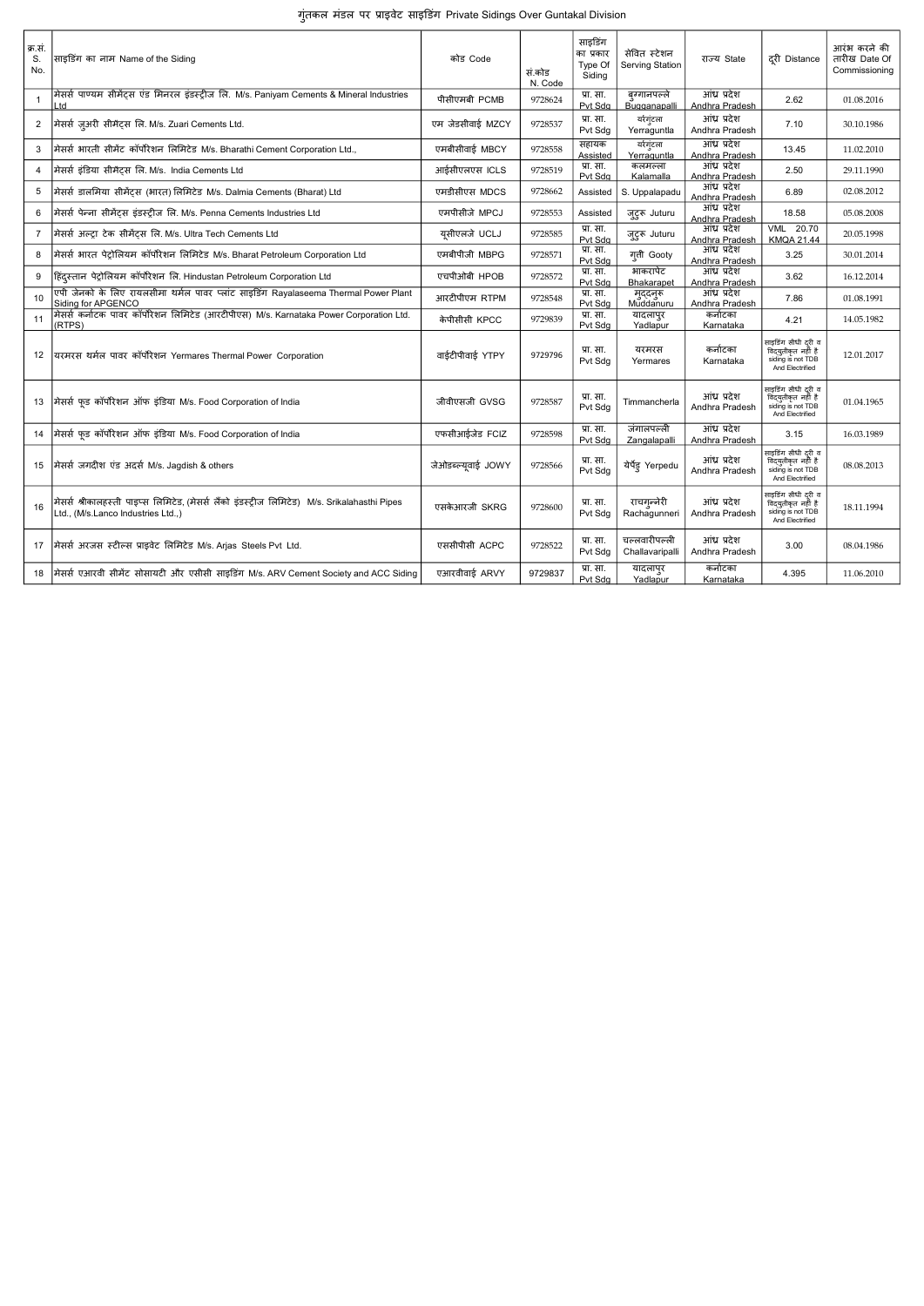# गुंतकल मंडल पर प्राइवेट साइडिंग Private Sidings Over Guntakal Division

| क्र.सं. S. No. | साइडिंग का नाम Name of the Siding | कोड Code | सं.कोड N. Code | साइडिंग का प्रकार Type Of Siding | सेवित स्टेशन Serving Station | राज्य State | दूरी Distance | आरंभ करने की तारीख Date Of Commissioning |
|---|---|---|---|---|---|---|---|---|
| 1 | मेसर्स पाण्यम सीमेंट्स एंड मिनरल इंडस्ट्रीज लि. M/s. Paniyam Cements & Mineral Industries Ltd | पीसीएमबी PCMB | 9728624 | प्रा. सा. Pvt Sdg | बुग्गानपल्ले Bugganapalli | आंध्र प्रदेश Andhra Pradesh | 2.62 | 01.08.2016 |
| 2 | मेसर्स जुआरी सीमेंट्स लि. M/s. Zuari Cements Ltd. | एम जेडसीवाई MZCY | 9728537 | प्रा. सा. Pvt Sdg | यर्रगुंटला Yerraguntla | आंध्र प्रदेश Andhra Pradesh | 7.10 | 30.10.1986 |
| 3 | मेसर्स भारती सीमेंट कॉर्पोरेशन लिमिटेड M/s. Bharathi Cement Corporation Ltd., | एमबीसीवाई MBCY | 9728558 | सहायक Assisted | यर्रगुंटला Yerraguntla | आंध्र प्रदेश Andhra Pradesh | 13.45 | 11.02.2010 |
| 4 | मेसर्स इंडिया सीमेंट्स लि. M/s. India Cements Ltd | आईसीएलएस ICLS | 9728519 | प्रा. सा. Pvt Sdg | कलमल्ला Kalamalla | आंध्र प्रदेश Andhra Pradesh | 2.50 | 29.11.1990 |
| 5 | मेसर्स डालमिया सीमेंट्स (भारत) लिमिटेड M/s. Dalmia Cements (Bharat) Ltd | एमडीसीएस MDCS | 9728662 | Assisted | S. Uppalapadu | आंध्र प्रदेश Andhra Pradesh | 6.89 | 02.08.2012 |
| 6 | मेसर्स पेन्ना सीमेंट्स इंडस्ट्रीज लि. M/s. Penna Cements Industries Ltd | एमपीसीजे MPCJ | 9728553 | Assisted | जुटुरु Juturu | आंध्र प्रदेश Andhra Pradesh | 18.58 | 05.08.2008 |
| 7 | मेसर्स अल्ट्रा टेक सीमेंट्स लि. M/s. Ultra Tech Cements Ltd | यूसीएलजे UCLJ | 9728585 | प्रा. सा. Pvt Sdg | जुटुरु Juturu | आंध्र प्रदेश Andhra Pradesh | VML 20.70 KMQA 21.44 | 20.05.1998 |
| 8 | मेसर्स भारत पेट्रोलियम कॉर्पोरेशन लिमिटेड M/s. Bharat Petroleum Corporation Ltd | एमबीपीजी MBPG | 9728571 | प्रा. सा. Pvt Sdg | गुत्ती Gooty | आंध्र प्रदेश Andhra Pradesh | 3.25 | 30.01.2014 |
| 9 | हिंदुस्तान पेट्रोलियम कॉर्पोरेशन लि. Hindustan Petroleum Corporation Ltd | एचपीओबी HPOB | 9728572 | प्रा. सा. Pvt Sdg | भाकरापेट Bhakarapet | आंध्र प्रदेश Andhra Pradesh | 3.62 | 16.12.2014 |
| 10 | एपी जेनको के लिए रायलसीमा थर्मल पावर प्लांट साइडिंग Rayalaseema Thermal Power Plant Siding for APGENCO | आरटीपीएम RTPM | 9728548 | प्रा. सा. Pvt Sdg | मुद्दनुरु Muddanuru | आंध्र प्रदेश Andhra Pradesh | 7.86 | 01.08.1991 |
| 11 | मेसर्स कर्नाटक पावर कॉर्पोरेशन लिमिटेड (आरटीपीएस) M/s. Karnataka Power Corporation Ltd. (RTPS) | केपीसीसी KPCC | 9729839 | प्रा. सा. Pvt Sdg | यादलापुर Yadlapur | कर्नाटका Karnataka | 4.21 | 14.05.1982 |
| 12 | यरमरस थर्मल पावर कॉर्पोरेशन Yermares Thermal Power Corporation | वाईटीपीवाई YTPY | 9729796 | प्रा. सा. Pvt Sdg | यरमरस Yermares | कर्नाटका Karnataka | साइडिंग सीधी दूरी व विद्युतीकृत नहीं है siding is not TDB And Electrified | 12.01.2017 |
| 13 | मेसर्स फूड कॉर्पोरेशन ऑफ इंडिया M/s. Food Corporation of India | जीवीएसजी GVSG | 9728587 | प्रा. सा. Pvt Sdg | Timmancherla | आंध्र प्रदेश Andhra Pradesh | साइडिंग सीधी दूरी व विद्युतीकृत नहीं है siding is not TDB And Electrified | 01.04.1965 |
| 14 | मेसर्स फूड कॉर्पोरेशन ऑफ इंडिया M/s. Food Corporation of India | एफसीआईजेड FCIZ | 9728598 | प्रा. सा. Pvt Sdg | जंगालपल्ली Zangalapalli | आंध्र प्रदेश Andhra Pradesh | 3.15 | 16.03.1989 |
| 15 | मेसर्स जगदीश एंड अदर्स M/s. Jagdish & others | जेओडब्ल्यूवाई JOWY | 9728566 | प्रा. सा. Pvt Sdg | येर्पेडु Yerpedu | आंध्र प्रदेश Andhra Pradesh | साइडिंग सीधी दूरी व विद्युतीकृत नहीं है siding is not TDB And Electrified | 08.08.2013 |
| 16 | मेसर्स श्रीकालहस्ती पाइप्स लिमिटेड, (मेसर्स लैंको इंडस्ट्रीज लिमिटेड) M/s. Srikalahasthi Pipes Ltd., (M/s.Lanco Industries Ltd.,) | एसकेआरजी SKRG | 9728600 | प्रा. सा. Pvt Sdg | राचगुन्नेरी Rachagunneri | आंध्र प्रदेश Andhra Pradesh | साइडिंग सीधी दूरी व विद्युतीकृत नहीं है siding is not TDB And Electrified | 18.11.1994 |
| 17 | मेसर्स अरजस स्टील्स प्राइवेट लिमिटेड M/s. Arjas Steels Pvt Ltd. | एससीपीसी ACPC | 9728522 | प्रा. सा. Pvt Sdg | चल्लवारीपल्ली Challavaripalli | आंध्र प्रदेश Andhra Pradesh | 3.00 | 08.04.1986 |
| 18 | मेसर्स एआरवी सीमेंट सोसायटी और एसीसी साइडिंग M/s. ARV Cement Society and ACC Siding | एआरवीवाई ARVY | 9729837 | प्रा. सा. Pvt Sdg | यादलापुर Yadlapur | कर्नाटका Karnataka | 4.395 | 11.06.2010 |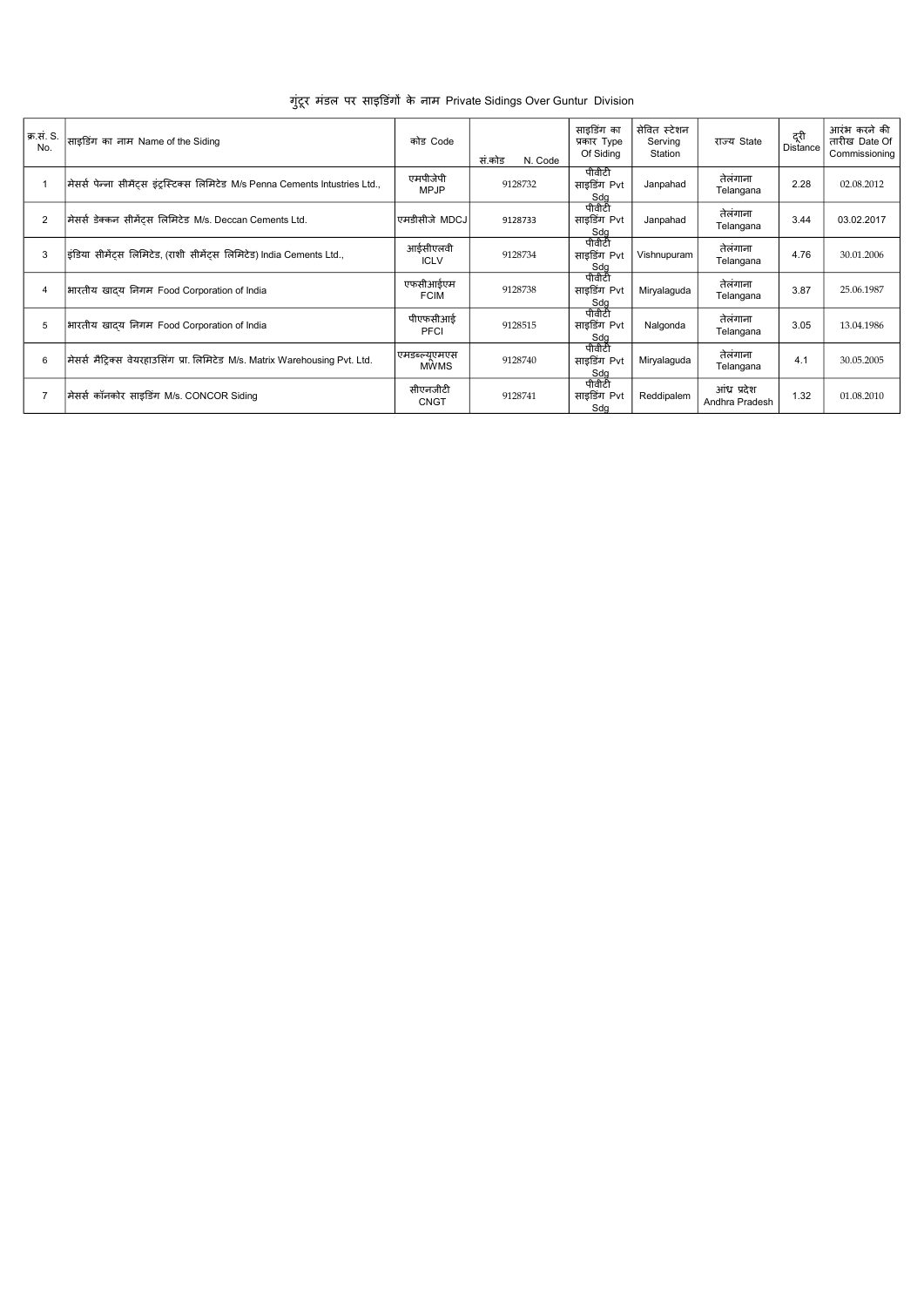# गुंटूर मंडल पर साइडिंगों के नाम Private Sidings Over Guntur Division

| क्र.सं. S. No. | साइडिंग का नाम Name of the Siding | कोड Code | सं.कोड N. Code | साइडिंग का प्रकार Type Of Siding | सेवित स्टेशन Serving Station | राज्य State | दूरी Distance | आरंभ करने की तारीख Date Of Commissioning |
|---|---|---|---|---|---|---|---|---|
| 1 | मेसर्स पेन्ना सीमेंट्स इंट्रस्टिक्स लिमिटेड M/s Penna Cements Intustries Ltd., | एमपीजेपी MPJP | 9128732 | पीवीटी साइडिंग Pvt Sdg | Janpahad | तेलंगाना Telangana | 2.28 | 02.08.2012 |
| 2 | मेसर्स डेक्कन सीमेंट्स लिमिटेड M/s. Deccan Cements Ltd. | एमडीसीजे MDCJ | 9128733 | पीवीटी साइडिंग Pvt Sdg | Janpahad | तेलंगाना Telangana | 3.44 | 03.02.2017 |
| 3 | इंडिया सीमेंट्स लिमिटेड, (राशी सीमेंट्स लिमिटेड) India Cements Ltd., | आईसीएलवी ICLV | 9128734 | पीवीटी साइडिंग Pvt Sdg | Vishnupuram | तेलंगाना Telangana | 4.76 | 30.01.2006 |
| 4 | भारतीय खाद्य निगम Food Corporation of India | एफसीआईएम FCIM | 9128738 | पीवीटी साइडिंग Pvt Sdg | Miryalaguda | तेलंगाना Telangana | 3.87 | 25.06.1987 |
| 5 | भारतीय खाद्य निगम Food Corporation of India | पीएफसीआई PFCI | 9128515 | पीवीटी साइडिंग Pvt Sdg | Nalgonda | तेलंगाना Telangana | 3.05 | 13.04.1986 |
| 6 | मेसर्स मैट्रिक्स वेयरहाउसिंग प्रा. लिमिटेड M/s. Matrix Warehousing Pvt. Ltd. | एमडब्ल्यूएमएस MWMS | 9128740 | पीवीटी साइडिंग Pvt Sdg | Miryalaguda | तेलंगाना Telangana | 4.1 | 30.05.2005 |
| 7 | मेसर्स कॉनकोर साइडिंग M/s. CONCOR Siding | सीएनजीटी CNGT | 9128741 | पीवीटी साइडिंग Pvt Sdg | Reddipalem | आंध्र प्रदेश Andhra Pradesh | 1.32 | 01.08.2010 |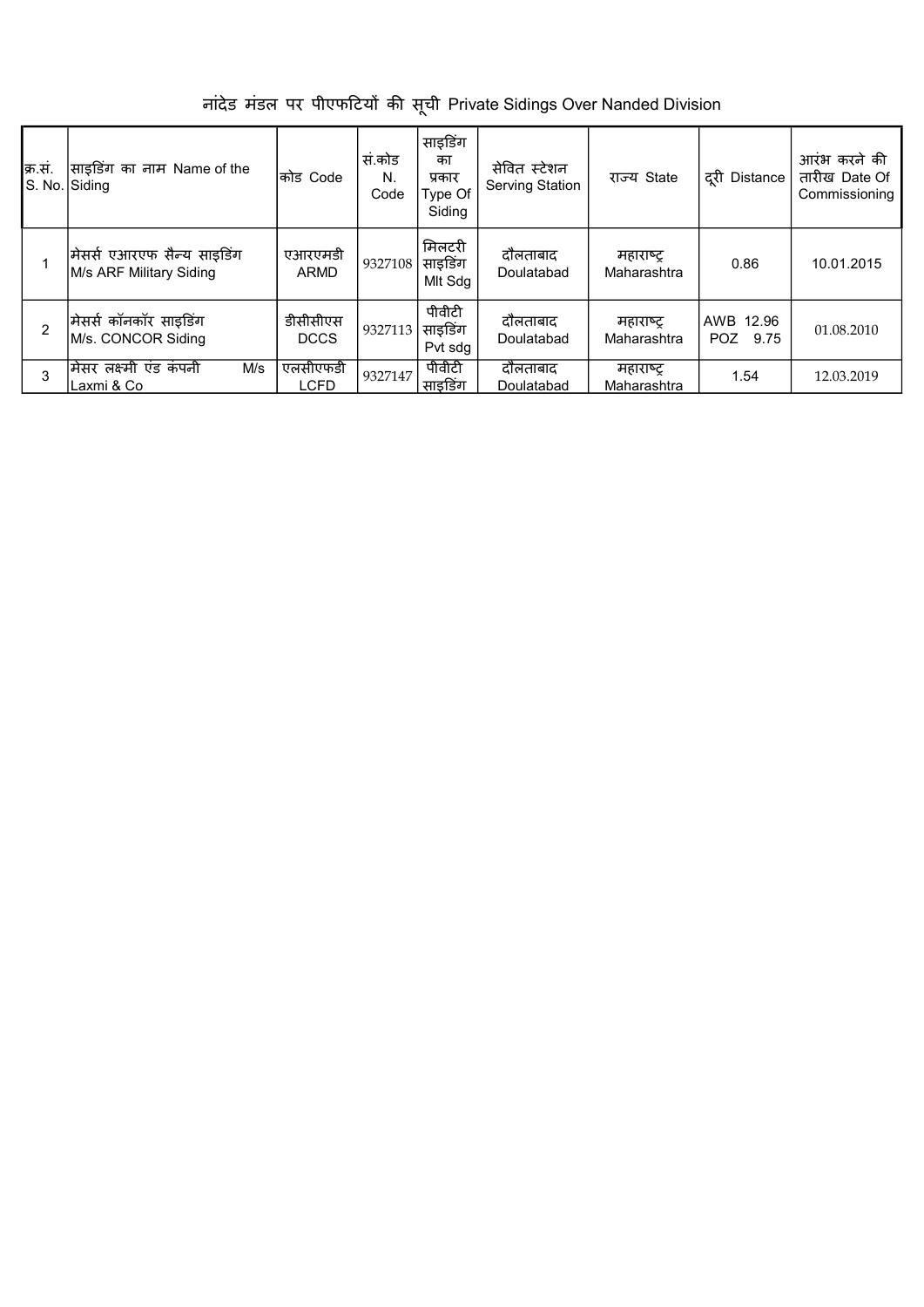नांदेड मंडल पर पीएफटियों की सूची Private Sidings Over Nanded Division

| क्र.सं. S. No. | साइडिंग का नाम Name of the Siding | कोड Code | सं.कोड N. Code | साइडिंग का प्रकार Type Of Siding | सेवित स्टेशन Serving Station | राज्य State | दूरी Distance | आरंभ करने की तारीख Date Of Commissioning |
|---|---|---|---|---|---|---|---|---|
| 1 | मेसर्स एआरएफ सैन्य साइडिंग M/s ARF Military Siding | एआरएमडी ARMD | 9327108 | मिलटरी साइडिंग Mlt Sdg | दौलताबाद Doulatabad | महाराष्ट्र Maharashtra | 0.86 | 10.01.2015 |
| 2 | मेसर्स कॉनकॉर साइडिंग M/s. CONCOR Siding | डीसीसीएस DCCS | 9327113 | पीवीटी साइडिंग Pvt sdg | दौलताबाद Doulatabad | महाराष्ट्र Maharashtra | AWB 12.96 POZ 9.75 | 01.08.2010 |
| 3 | मेसर लक्ष्मी एंड कंपनी M/s Laxmi & Co | एलसीएफडी LCFD | 9327147 | पीवीटी साइडिंग | दौलताबाद Doulatabad | महाराष्ट्र Maharashtra | 1.54 | 12.03.2019 |